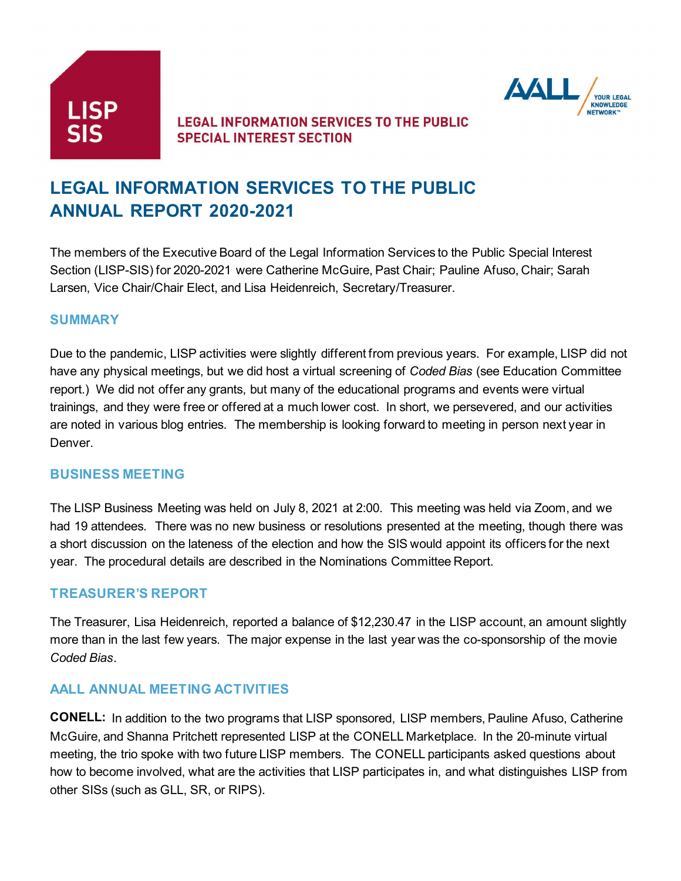LISP SIS

LEGAL INFORMATION SERVICES TO THE PUBLIC
SPECIAL INTEREST SECTION

AALL YOUR LEGAL KNOWLEDGE NETWORK™

# LEGAL INFORMATION SERVICES TO THE PUBLIC ANNUAL REPORT 2020-2021

The members of the Executive Board of the Legal Information Services to the Public Special Interest Section (LISP-SIS) for 2020-2021 were Catherine McGuire, Past Chair; Pauline Afuso, Chair; Sarah Larsen, Vice Chair/Chair Elect, and Lisa Heidenreich, Secretary/Treasurer.

## SUMMARY

Due to the pandemic, LISP activities were slightly different from previous years. For example, LISP did not have any physical meetings, but we did host a virtual screening of *Coded Bias* (see Education Committee report.) We did not offer any grants, but many of the educational programs and events were virtual trainings, and they were free or offered at a much lower cost. In short, we persevered, and our activities are noted in various blog entries. The membership is looking forward to meeting in person next year in Denver.

## BUSINESS MEETING

The LISP Business Meeting was held on July 8, 2021 at 2:00. This meeting was held via Zoom, and we had 19 attendees. There was no new business or resolutions presented at the meeting, though there was a short discussion on the lateness of the election and how the SIS would appoint its officers for the next year. The procedural details are described in the Nominations Committee Report.

## TREASURER'S REPORT

The Treasurer, Lisa Heidenreich, reported a balance of $12,230.47 in the LISP account, an amount slightly more than in the last few years. The major expense in the last year was the co-sponsorship of the movie *Coded Bias*.

## AALL ANNUAL MEETING ACTIVITIES

**CONELL:** In addition to the two programs that LISP sponsored, LISP members, Pauline Afuso, Catherine McGuire, and Shanna Pritchett represented LISP at the CONELL Marketplace. In the 20-minute virtual meeting, the trio spoke with two future LISP members. The CONELL participants asked questions about how to become involved, what are the activities that LISP participates in, and what distinguishes LISP from other SISs (such as GLL, SR, or RIPS).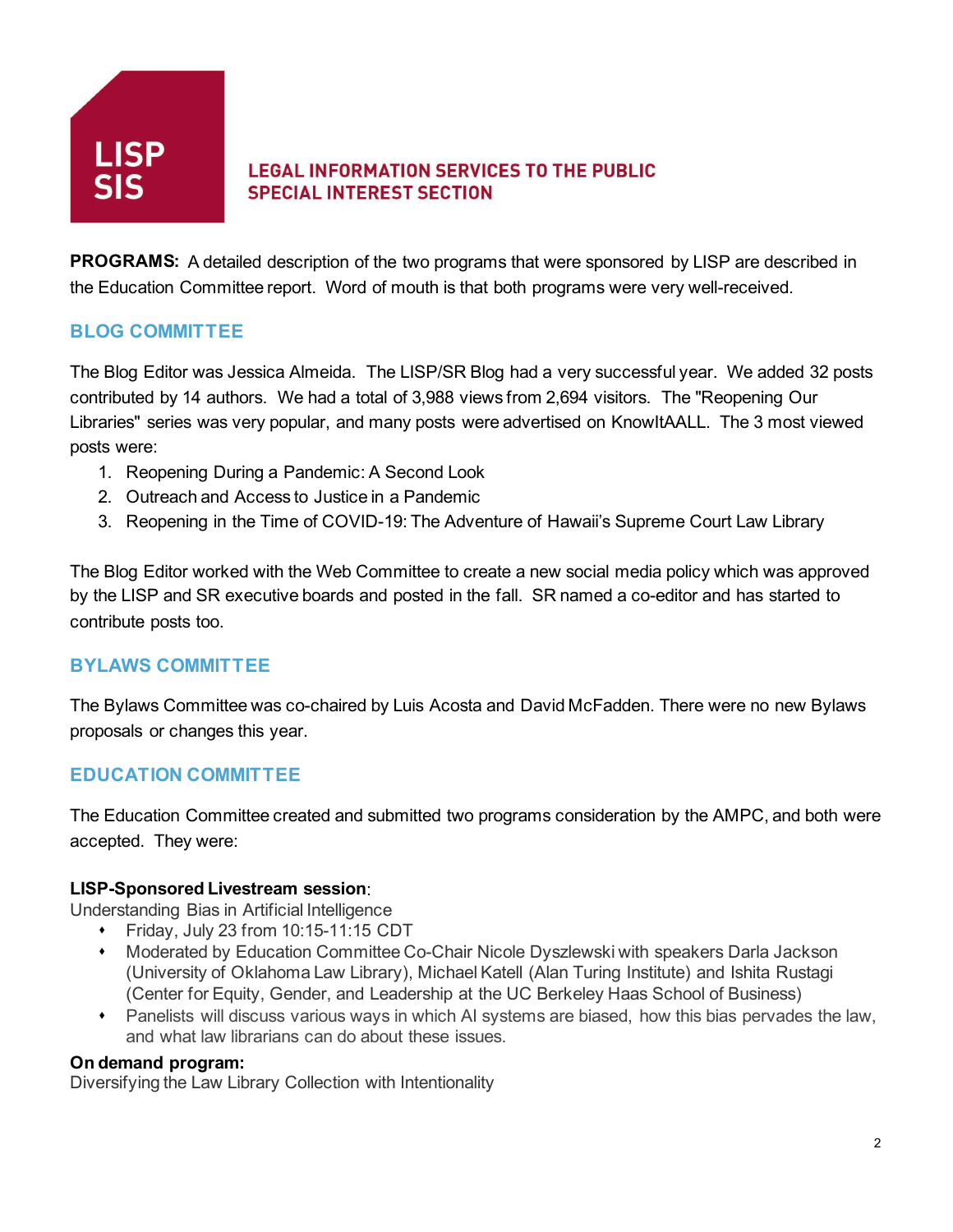**LISP SIS**

**LEGAL INFORMATION SERVICES TO THE PUBLIC SPECIAL INTEREST SECTION**

**PROGRAMS:** A detailed description of the two programs that were sponsored by LISP are described in the Education Committee report. Word of mouth is that both programs were very well-received.

## BLOG COMMITTEE

The Blog Editor was Jessica Almeida. The LISP/SR Blog had a very successful year. We added 32 posts contributed by 14 authors. We had a total of 3,988 views from 2,694 visitors. The "Reopening Our Libraries" series was very popular, and many posts were advertised on KnowItAALL. The 3 most viewed posts were:

1. Reopening During a Pandemic: A Second Look
2. Outreach and Access to Justice in a Pandemic
3. Reopening in the Time of COVID-19: The Adventure of Hawaii's Supreme Court Law Library

The Blog Editor worked with the Web Committee to create a new social media policy which was approved by the LISP and SR executive boards and posted in the fall. SR named a co-editor and has started to contribute posts too.

## BYLAWS COMMITTEE

The Bylaws Committee was co-chaired by Luis Acosta and David McFadden. There were no new Bylaws proposals or changes this year.

## EDUCATION COMMITTEE

The Education Committee created and submitted two programs consideration by the AMPC, and both were accepted. They were:

**LISP-Sponsored Livestream session**:
Understanding Bias in Artificial Intelligence

- Friday, July 23 from 10:15-11:15 CDT
- Moderated by Education Committee Co-Chair Nicole Dyszlewski with speakers Darla Jackson (University of Oklahoma Law Library), Michael Katell (Alan Turing Institute) and Ishita Rustagi (Center for Equity, Gender, and Leadership at the UC Berkeley Haas School of Business)
- Panelists will discuss various ways in which AI systems are biased, how this bias pervades the law, and what law librarians can do about these issues.

**On demand program:**
Diversifying the Law Library Collection with Intentionality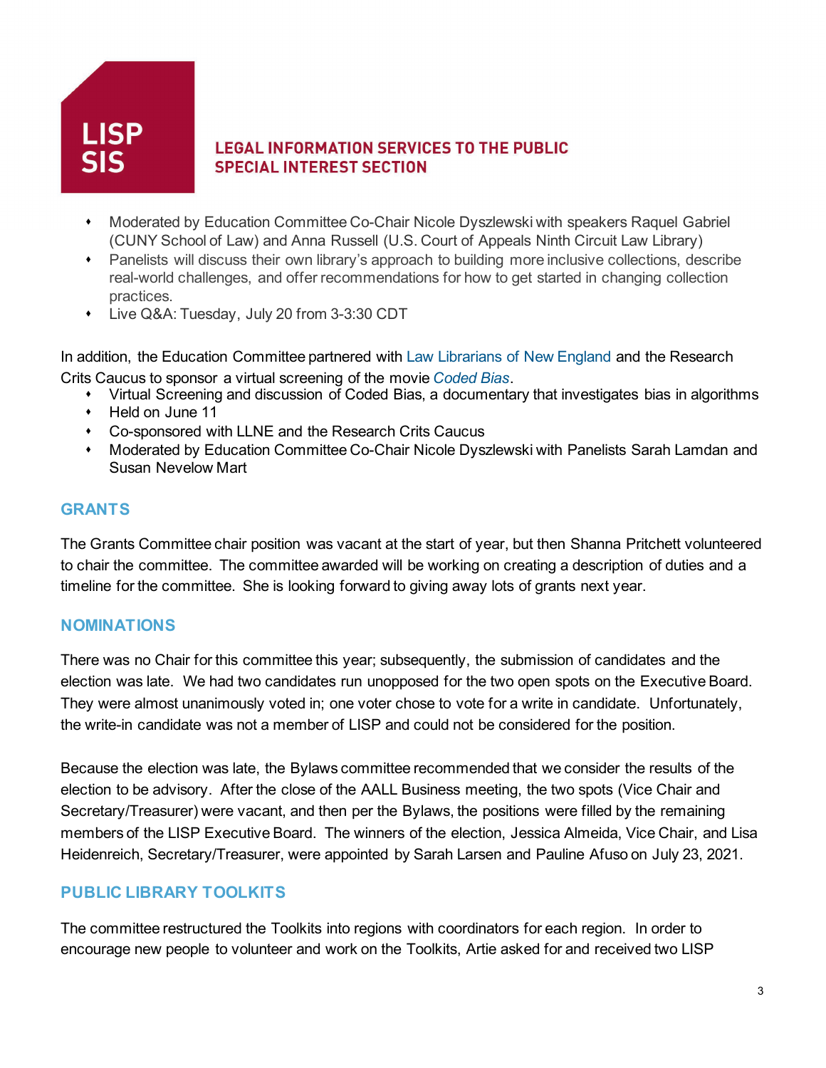- Moderated by Education Committee Co-Chair Nicole Dyszlewski with speakers Raquel Gabriel (CUNY School of Law) and Anna Russell (U.S. Court of Appeals Ninth Circuit Law Library)
- Panelists will discuss their own library's approach to building more inclusive collections, describe real-world challenges, and offer recommendations for how to get started in changing collection practices.
- Live Q&A: Tuesday, July 20 from 3-3:30 CDT

In addition, the Education Committee partnered with Law Librarians of New England and the Research Crits Caucus to sponsor a virtual screening of the movie *Coded Bias*.

- Virtual Screening and discussion of Coded Bias, a documentary that investigates bias in algorithms
- Held on June 11
- Co-sponsored with LLNE and the Research Crits Caucus
- Moderated by Education Committee Co-Chair Nicole Dyszlewski with Panelists Sarah Lamdan and Susan Nevelow Mart

## GRANTS

The Grants Committee chair position was vacant at the start of year, but then Shanna Pritchett volunteered to chair the committee. The committee awarded will be working on creating a description of duties and a timeline for the committee. She is looking forward to giving away lots of grants next year.

## NOMINATIONS

There was no Chair for this committee this year; subsequently, the submission of candidates and the election was late. We had two candidates run unopposed for the two open spots on the Executive Board. They were almost unanimously voted in; one voter chose to vote for a write in candidate. Unfortunately, the write-in candidate was not a member of LISP and could not be considered for the position.

Because the election was late, the Bylaws committee recommended that we consider the results of the election to be advisory. After the close of the AALL Business meeting, the two spots (Vice Chair and Secretary/Treasurer) were vacant, and then per the Bylaws, the positions were filled by the remaining members of the LISP Executive Board. The winners of the election, Jessica Almeida, Vice Chair, and Lisa Heidenreich, Secretary/Treasurer, were appointed by Sarah Larsen and Pauline Afuso on July 23, 2021.

## PUBLIC LIBRARY TOOLKITS

The committee restructured the Toolkits into regions with coordinators for each region. In order to encourage new people to volunteer and work on the Toolkits, Artie asked for and received two LISP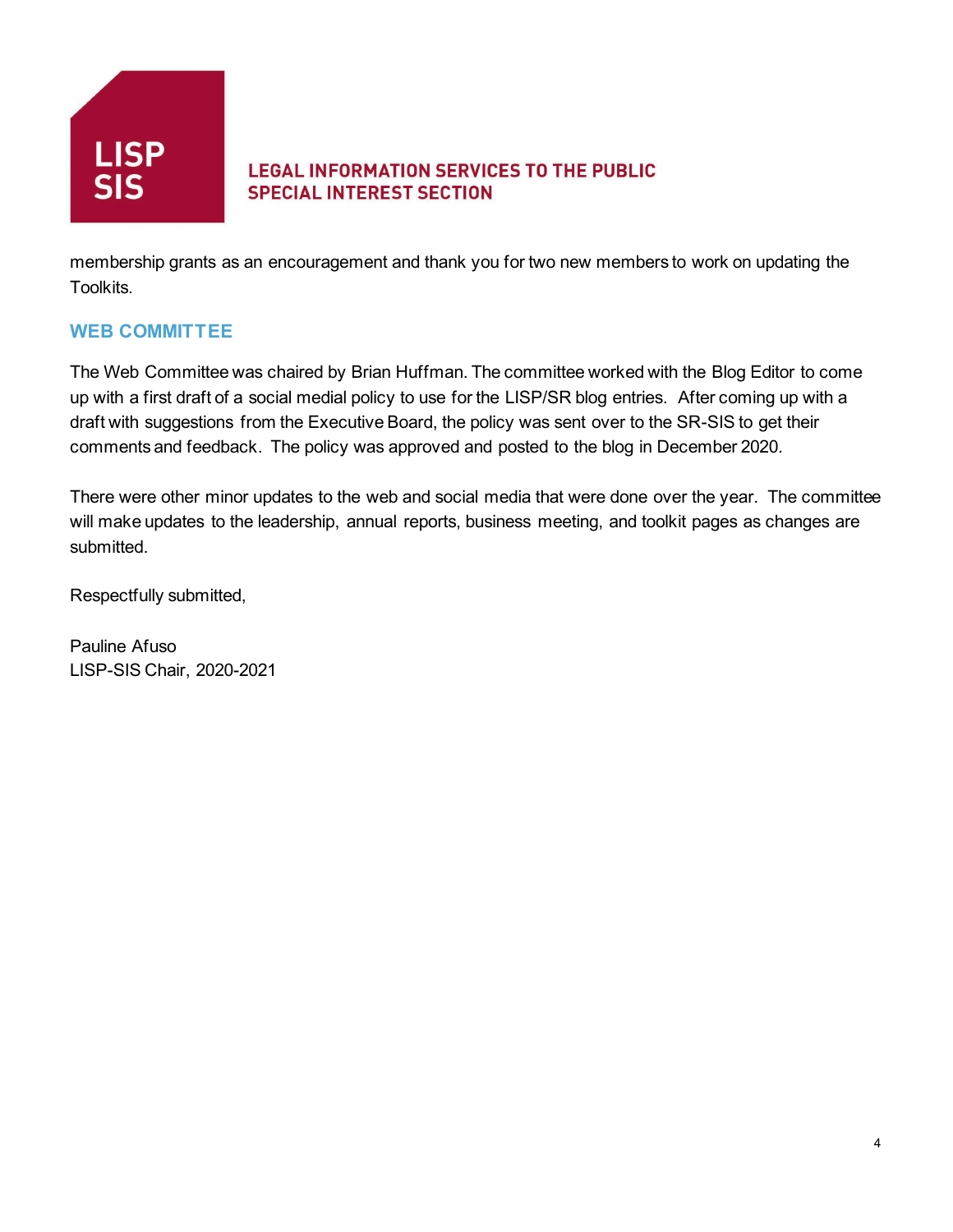membership grants as an encouragement and thank you for two new members to work on updating the Toolkits.

## WEB COMMITTEE

The Web Committee was chaired by Brian Huffman. The committee worked with the Blog Editor to come up with a first draft of a social medial policy to use for the LISP/SR blog entries. After coming up with a draft with suggestions from the Executive Board, the policy was sent over to the SR-SIS to get their comments and feedback. The policy was approved and posted to the blog in December 2020.

There were other minor updates to the web and social media that were done over the year. The committee will make updates to the leadership, annual reports, business meeting, and toolkit pages as changes are submitted.

Respectfully submitted,

Pauline Afuso
LISP-SIS Chair, 2020-2021